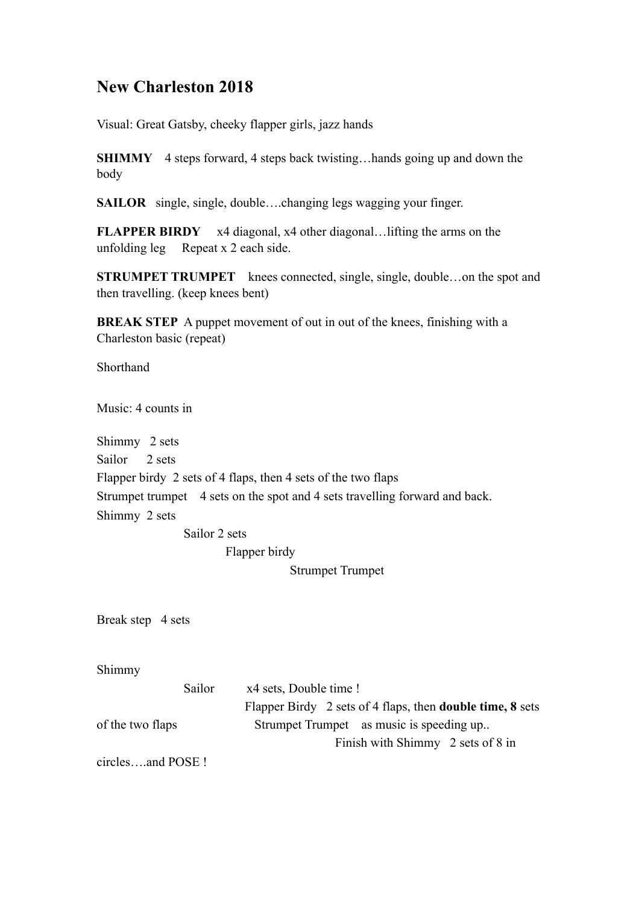# New Charleston 2018

Visual: Great Gatsby, cheeky flapper girls, jazz hands

**SHIMMY** 4 steps forward, 4 steps back twisting…hands going up and down the body

**SAILOR** single, single, double….changing legs wagging your finger.

**FLAPPER BIRDY** x4 diagonal, x4 other diagonal…lifting the arms on the unfolding leg Repeat x 2 each side.

**STRUMPET TRUMPET** knees connected, single, single, double…on the spot and then travelling. (keep knees bent)

**BREAK STEP** A puppet movement of out in out of the knees, finishing with a Charleston basic (repeat)

Shorthand

Music: 4 counts in

Shimmy 2 sets
Sailor 2 sets
Flapper birdy 2 sets of 4 flaps, then 4 sets of the two flaps
Strumpet trumpet 4 sets on the spot and 4 sets travelling forward and back.
Shimmy 2 sets
Sailor 2 sets
Flapper birdy
Strumpet Trumpet

Break step 4 sets

Shimmy
Sailor x4 sets, Double time !
Flapper Birdy 2 sets of 4 flaps, then **double time, 8** sets of the two flaps
Strumpet Trumpet as music is speeding up..
Finish with Shimmy 2 sets of 8 in circles….and POSE !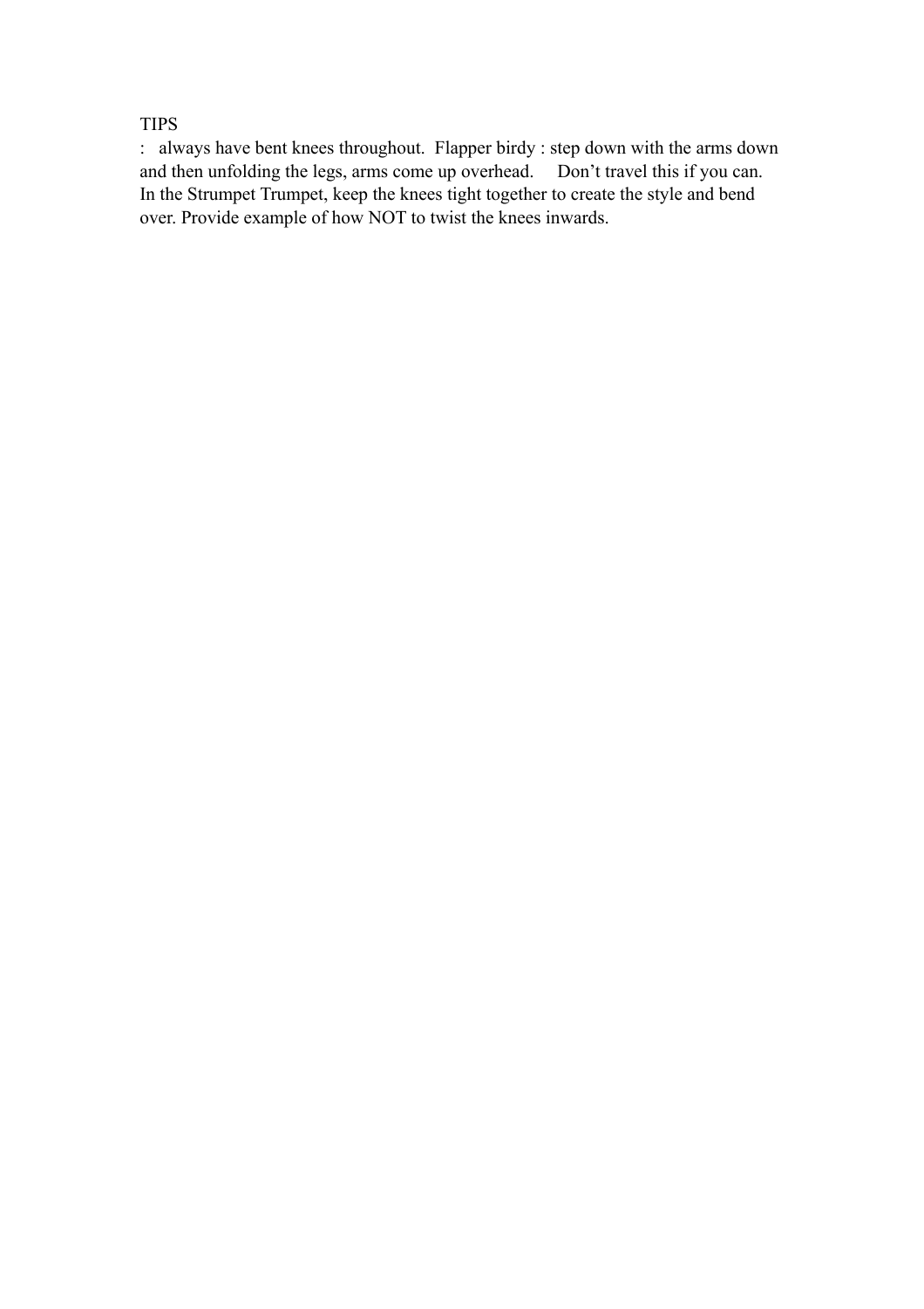TIPS

: always have bent knees throughout. Flapper birdy : step down with the arms down and then unfolding the legs, arms come up overhead. Don't travel this if you can. In the Strumpet Trumpet, keep the knees tight together to create the style and bend over. Provide example of how NOT to twist the knees inwards.